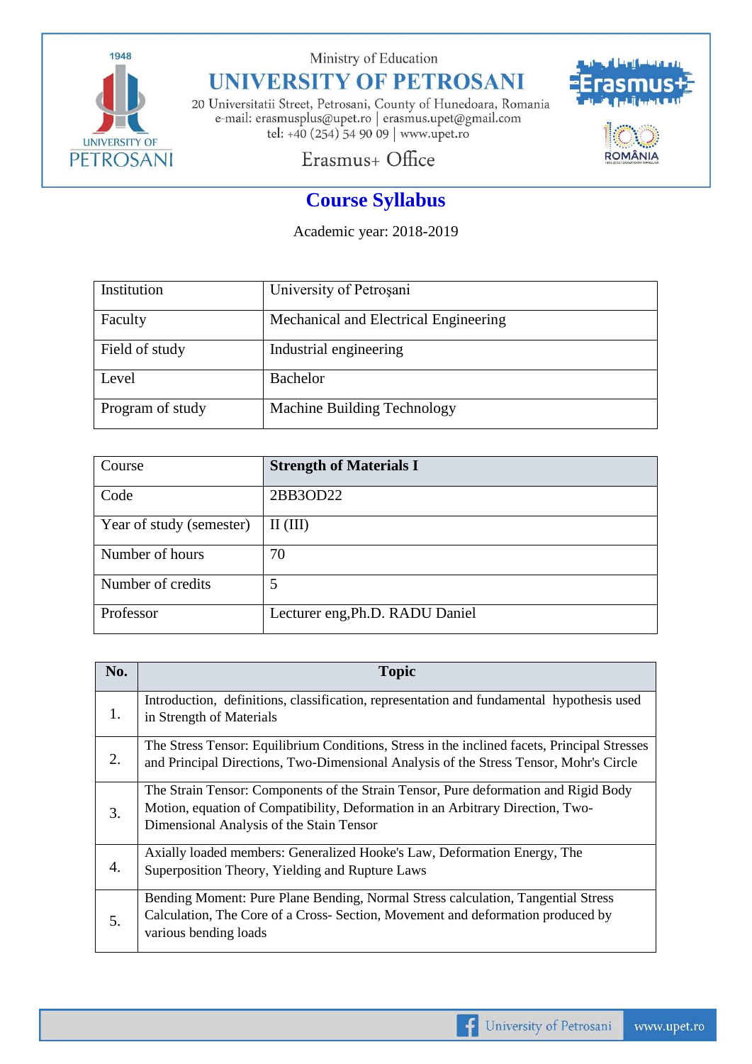Ministry of Education

# UNIVERSITY OF PETROSANI

20 Universitatii Street, Petrosani, County of Hunedoara, Romania
e-mail: erasmusplus@upet.ro | erasmus.upet@gmail.com
tel: +40 (254) 54 90 09 | www.upet.ro

Erasmus+ Office

## Course Syllabus

Academic year: 2018-2019

| Institution | University of Petroşani |
|---|---|
| Faculty | Mechanical and Electrical Engineering |
| Field of study | Industrial engineering |
| Level | Bachelor |
| Program of study | Machine Building Technology |

| Course | **Strength of Materials I** |
|---|---|
| Code | 2BB3OD22 |
| Year of study (semester) | II (III) |
| Number of hours | 70 |
| Number of credits | 5 |
| Professor | Lecturer eng,Ph.D. RADU Daniel |

| No. | Topic |
|---|---|
| 1. | Introduction, definitions, classification, representation and fundamental hypothesis used in Strength of Materials |
| 2. | The Stress Tensor: Equilibrium Conditions, Stress in the inclined facets, Principal Stresses and Principal Directions, Two-Dimensional Analysis of the Stress Tensor, Mohr's Circle |
| 3. | The Strain Tensor: Components of the Strain Tensor, Pure deformation and Rigid Body Motion, equation of Compatibility, Deformation in an Arbitrary Direction, Two-Dimensional Analysis of the Stain Tensor |
| 4. | Axially loaded members: Generalized Hooke's Law, Deformation Energy, The Superposition Theory, Yielding and Rupture Laws |
| 5. | Bending Moment: Pure Plane Bending, Normal Stress calculation, Tangential Stress Calculation, The Core of a Cross- Section, Movement and deformation produced by various bending loads |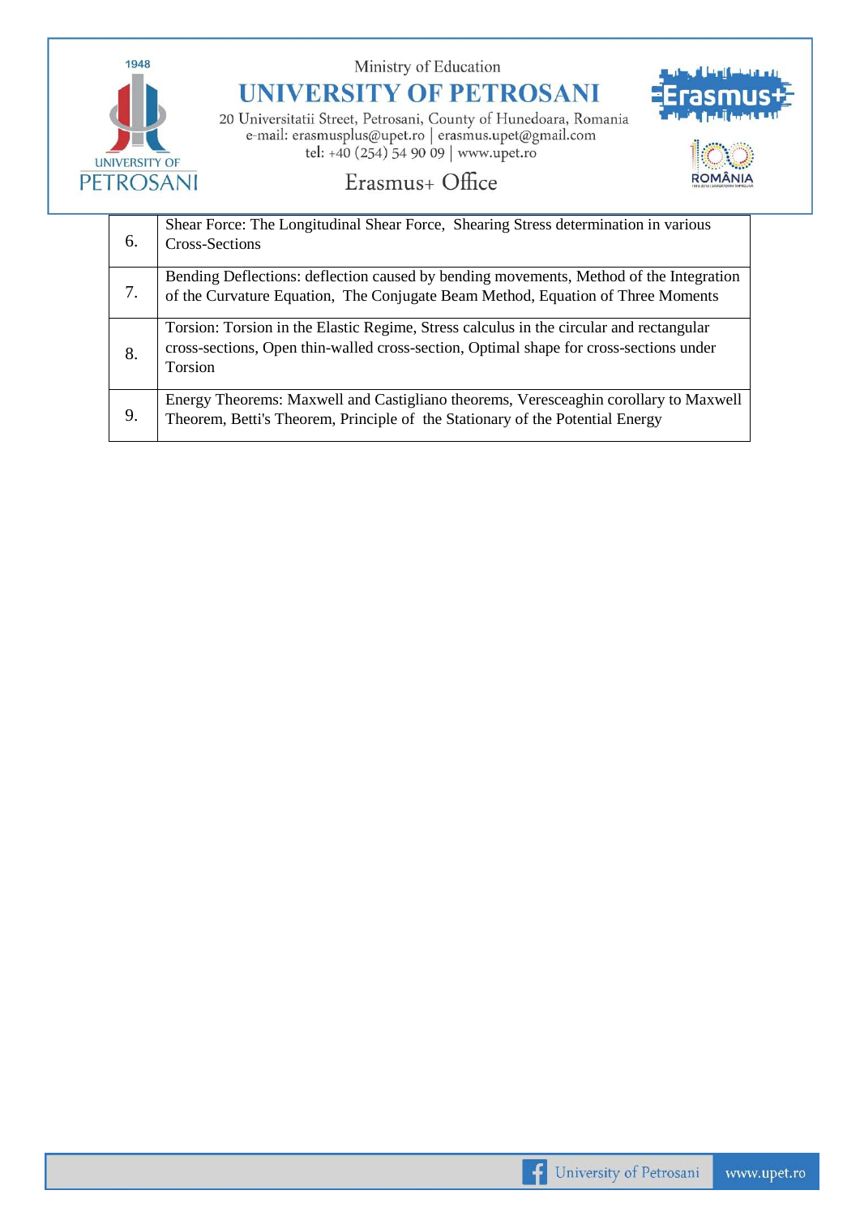| | |
|---|---|
| 6. | Shear Force: The Longitudinal Shear Force,  Shearing Stress determination in various Cross-Sections |
| 7. | Bending Deflections: deflection caused by bending movements, Method of the Integration of the Curvature Equation,  The Conjugate Beam Method, Equation of Three Moments |
| 8. | Torsion: Torsion in the Elastic Regime, Stress calculus in the circular and rectangular cross-sections, Open thin-walled cross-section, Optimal shape for cross-sections under Torsion |
| 9. | Energy Theorems: Maxwell and Castigliano theorems, Verescaghin corollary to Maxwell Theorem, Betti's Theorem, Principle of  the Stationary of the Potential Energy |